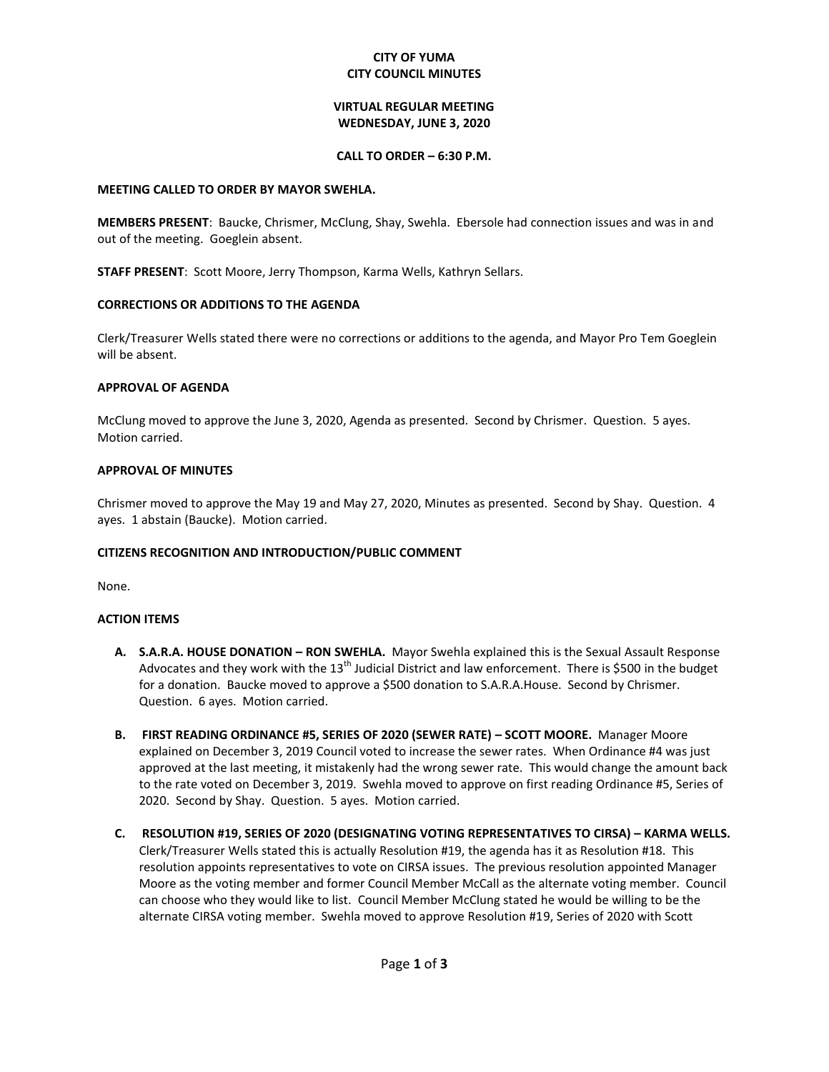**CITY OF YUMA**
**CITY COUNCIL MINUTES**

**VIRTUAL REGULAR MEETING**
**WEDNESDAY, JUNE 3, 2020**

**CALL TO ORDER – 6:30 P.M.**

**MEETING CALLED TO ORDER BY MAYOR SWEHLA.**

**MEMBERS PRESENT**: Baucke, Chrismer, McClung, Shay, Swehla. Ebersole had connection issues and was in and out of the meeting. Goeglein absent.

**STAFF PRESENT**: Scott Moore, Jerry Thompson, Karma Wells, Kathryn Sellars.

**CORRECTIONS OR ADDITIONS TO THE AGENDA**

Clerk/Treasurer Wells stated there were no corrections or additions to the agenda, and Mayor Pro Tem Goeglein will be absent.

**APPROVAL OF AGENDA**

McClung moved to approve the June 3, 2020, Agenda as presented. Second by Chrismer. Question. 5 ayes. Motion carried.

**APPROVAL OF MINUTES**

Chrismer moved to approve the May 19 and May 27, 2020, Minutes as presented. Second by Shay. Question. 4 ayes. 1 abstain (Baucke). Motion carried.

**CITIZENS RECOGNITION AND INTRODUCTION/PUBLIC COMMENT**

None.

**ACTION ITEMS**

**A. S.A.R.A. HOUSE DONATION – RON SWEHLA.** Mayor Swehla explained this is the Sexual Assault Response Advocates and they work with the 13th Judicial District and law enforcement. There is $500 in the budget for a donation. Baucke moved to approve a $500 donation to S.A.R.A.House. Second by Chrismer. Question. 6 ayes. Motion carried.

**B. FIRST READING ORDINANCE #5, SERIES OF 2020 (SEWER RATE) – SCOTT MOORE.** Manager Moore explained on December 3, 2019 Council voted to increase the sewer rates. When Ordinance #4 was just approved at the last meeting, it mistakenly had the wrong sewer rate. This would change the amount back to the rate voted on December 3, 2019. Swehla moved to approve on first reading Ordinance #5, Series of 2020. Second by Shay. Question. 5 ayes. Motion carried.

**C. RESOLUTION #19, SERIES OF 2020 (DESIGNATING VOTING REPRESENTATIVES TO CIRSA) – KARMA WELLS.** Clerk/Treasurer Wells stated this is actually Resolution #19, the agenda has it as Resolution #18. This resolution appoints representatives to vote on CIRSA issues. The previous resolution appointed Manager Moore as the voting member and former Council Member McCall as the alternate voting member. Council can choose who they would like to list. Council Member McClung stated he would be willing to be the alternate CIRSA voting member. Swehla moved to approve Resolution #19, Series of 2020 with Scott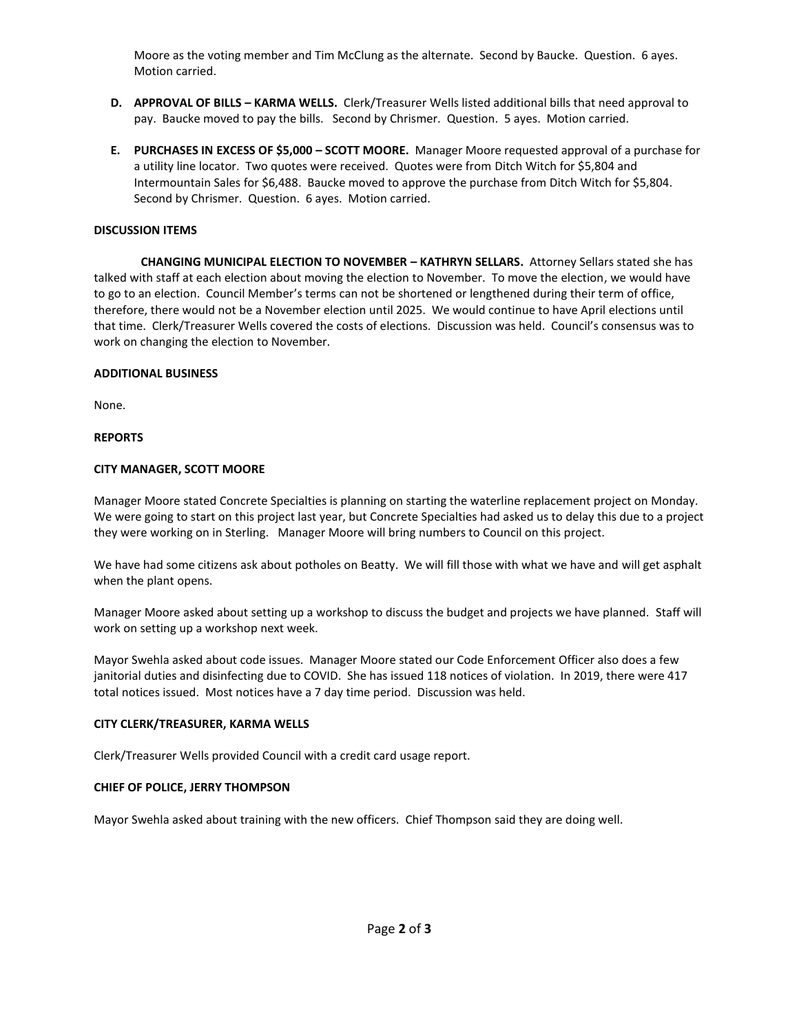Moore as the voting member and Tim McClung as the alternate. Second by Baucke. Question. 6 ayes. Motion carried.

D. **APPROVAL OF BILLS – KARMA WELLS.** Clerk/Treasurer Wells listed additional bills that need approval to pay. Baucke moved to pay the bills. Second by Chrismer. Question. 5 ayes. Motion carried.

E. **PURCHASES IN EXCESS OF $5,000 – SCOTT MOORE.** Manager Moore requested approval of a purchase for a utility line locator. Two quotes were received. Quotes were from Ditch Witch for $5,804 and Intermountain Sales for $6,488. Baucke moved to approve the purchase from Ditch Witch for $5,804. Second by Chrismer. Question. 6 ayes. Motion carried.

**DISCUSSION ITEMS**

**CHANGING MUNICIPAL ELECTION TO NOVEMBER – KATHRYN SELLARS.** Attorney Sellars stated she has talked with staff at each election about moving the election to November. To move the election, we would have to go to an election. Council Member's terms can not be shortened or lengthened during their term of office, therefore, there would not be a November election until 2025. We would continue to have April elections until that time. Clerk/Treasurer Wells covered the costs of elections. Discussion was held. Council's consensus was to work on changing the election to November.

**ADDITIONAL BUSINESS**

None.

**REPORTS**

**CITY MANAGER, SCOTT MOORE**

Manager Moore stated Concrete Specialties is planning on starting the waterline replacement project on Monday. We were going to start on this project last year, but Concrete Specialties had asked us to delay this due to a project they were working on in Sterling. Manager Moore will bring numbers to Council on this project.

We have had some citizens ask about potholes on Beatty. We will fill those with what we have and will get asphalt when the plant opens.

Manager Moore asked about setting up a workshop to discuss the budget and projects we have planned. Staff will work on setting up a workshop next week.

Mayor Swehla asked about code issues. Manager Moore stated our Code Enforcement Officer also does a few janitorial duties and disinfecting due to COVID. She has issued 118 notices of violation. In 2019, there were 417 total notices issued. Most notices have a 7 day time period. Discussion was held.

**CITY CLERK/TREASURER, KARMA WELLS**

Clerk/Treasurer Wells provided Council with a credit card usage report.

**CHIEF OF POLICE, JERRY THOMPSON**

Mayor Swehla asked about training with the new officers. Chief Thompson said they are doing well.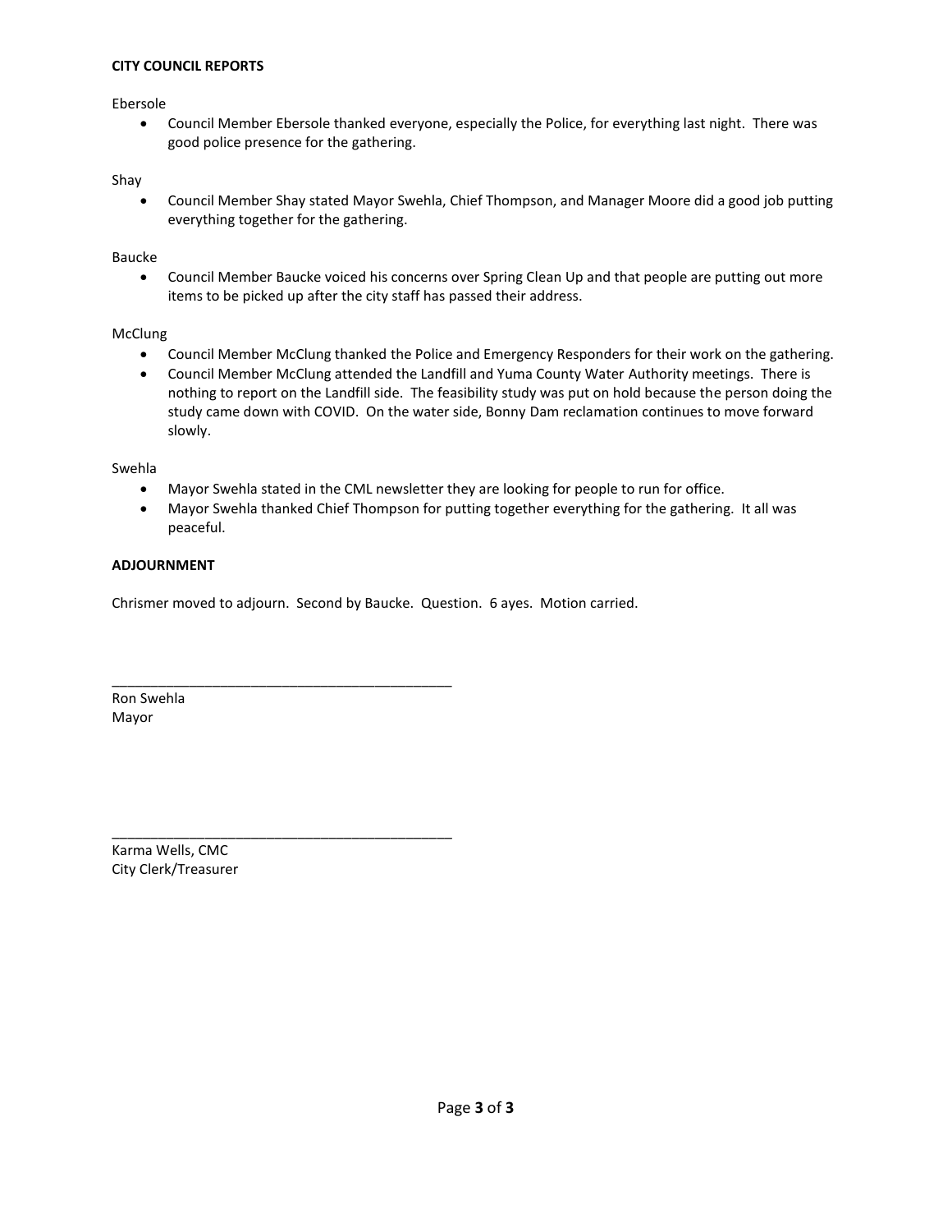**CITY COUNCIL REPORTS**

Ebersole

- Council Member Ebersole thanked everyone, especially the Police, for everything last night. There was good police presence for the gathering.

Shay

- Council Member Shay stated Mayor Swehla, Chief Thompson, and Manager Moore did a good job putting everything together for the gathering.

Baucke

- Council Member Baucke voiced his concerns over Spring Clean Up and that people are putting out more items to be picked up after the city staff has passed their address.

McClung

- Council Member McClung thanked the Police and Emergency Responders for their work on the gathering.
- Council Member McClung attended the Landfill and Yuma County Water Authority meetings. There is nothing to report on the Landfill side. The feasibility study was put on hold because the person doing the study came down with COVID. On the water side, Bonny Dam reclamation continues to move forward slowly.

Swehla

- Mayor Swehla stated in the CML newsletter they are looking for people to run for office.
- Mayor Swehla thanked Chief Thompson for putting together everything for the gathering. It all was peaceful.

**ADJOURNMENT**

Chrismer moved to adjourn. Second by Baucke. Question. 6 ayes. Motion carried.

_____________________________________________
Ron Swehla
Mayor

_____________________________________________
Karma Wells, CMC
City Clerk/Treasurer